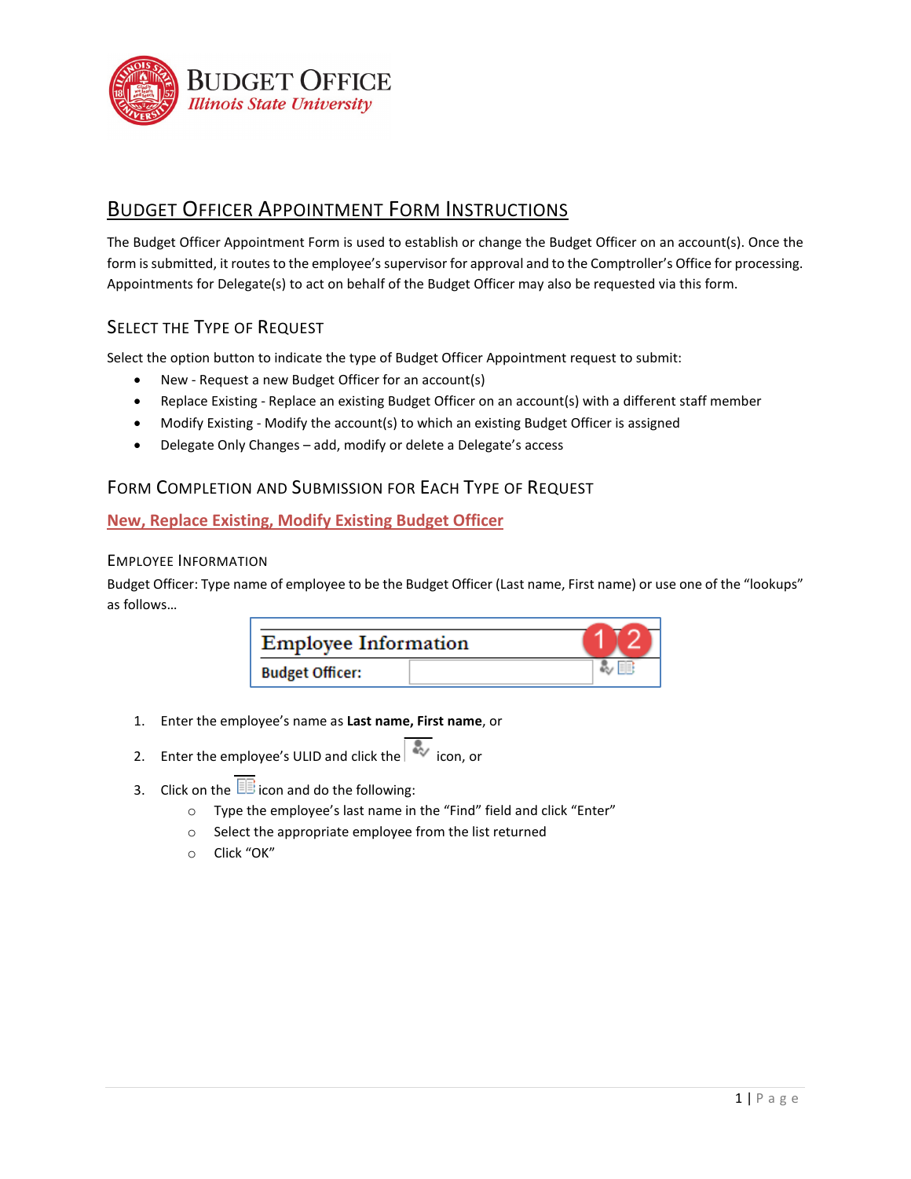**BUDGET OFFICE**
*Illinois State University*

# Budget Officer Appointment Form Instructions

The Budget Officer Appointment Form is used to establish or change the Budget Officer on an account(s). Once the form is submitted, it routes to the employee's supervisor for approval and to the Comptroller's Office for processing. Appointments for Delegate(s) to act on behalf of the Budget Officer may also be requested via this form.

## Select the Type of Request

Select the option button to indicate the type of Budget Officer Appointment request to submit:

- New - Request a new Budget Officer for an account(s)
- Replace Existing - Replace an existing Budget Officer on an account(s) with a different staff member
- Modify Existing - Modify the account(s) to which an existing Budget Officer is assigned
- Delegate Only Changes – add, modify or delete a Delegate's access

## Form Completion and Submission for Each Type of Request

### New, Replace Existing, Modify Existing Budget Officer

#### Employee Information

Budget Officer: Type name of employee to be the Budget Officer (Last name, First name) or use one of the "lookups" as follows…

**Employee Information** 1 2
**Budget Officer:**

1. Enter the employee's name as **Last name, First name**, or
2. Enter the employee's ULID and click the icon, or
3. Click on the icon and do the following:
   - Type the employee's last name in the "Find" field and click "Enter"
   - Select the appropriate employee from the list returned
   - Click "OK"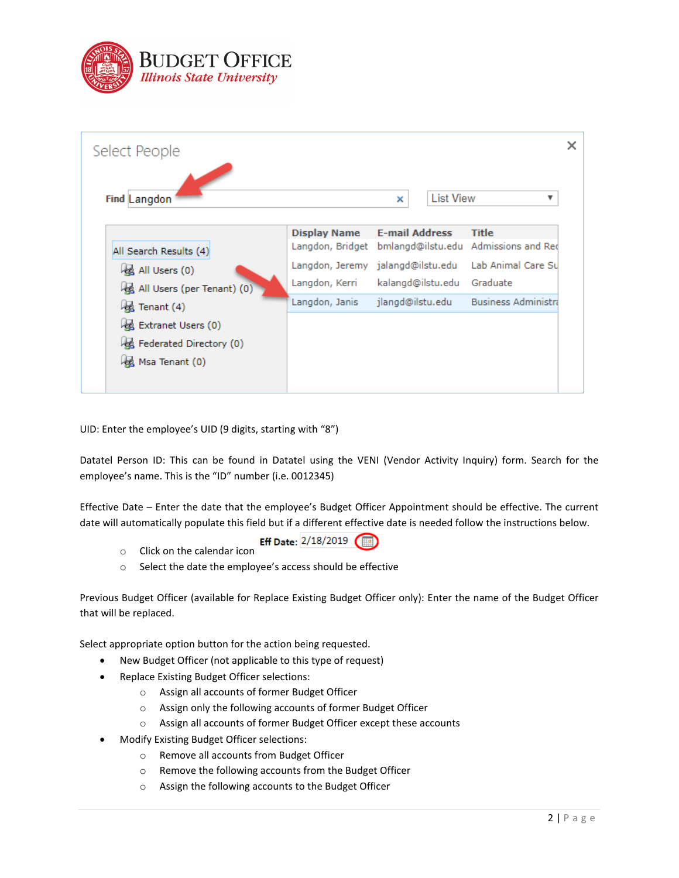UID: Enter the employee's UID (9 digits, starting with "8")

Datatel Person ID: This can be found in Datatel using the VENI (Vendor Activity Inquiry) form. Search for the employee's name. This is the "ID" number (i.e. 0012345)

Effective Date – Enter the date that the employee's Budget Officer Appointment should be effective. The current date will automatically populate this field but if a different effective date is needed follow the instructions below.

- Click on the calendar icon
- Select the date the employee's access should be effective

Previous Budget Officer (available for Replace Existing Budget Officer only): Enter the name of the Budget Officer that will be replaced.

Select appropriate option button for the action being requested.

- New Budget Officer (not applicable to this type of request)
- Replace Existing Budget Officer selections:
  - Assign all accounts of former Budget Officer
  - Assign only the following accounts of former Budget Officer
  - Assign all accounts of former Budget Officer except these accounts
- Modify Existing Budget Officer selections:
  - Remove all accounts from Budget Officer
  - Remove the following accounts from the Budget Officer
  - Assign the following accounts to the Budget Officer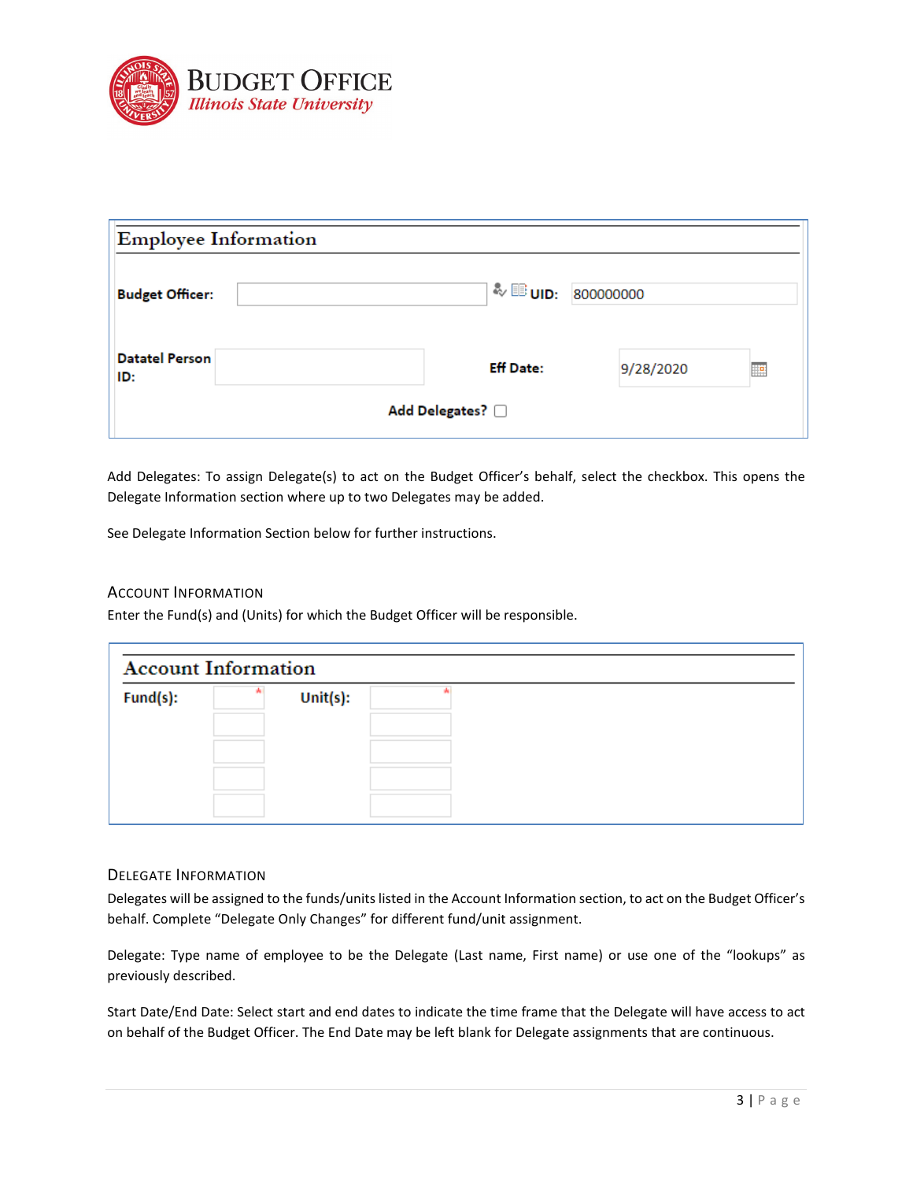**Employee Information**

| | | | |
|---|---|---|---|
| **Budget Officer:** | | **UID:** | 800000000 |
| **Datatel Person ID:** | | **Eff Date:** | 9/28/2020 |

**Add Delegates?** ☐

Add Delegates: To assign Delegate(s) to act on the Budget Officer's behalf, select the checkbox. This opens the Delegate Information section where up to two Delegates may be added.

See Delegate Information Section below for further instructions.

## Account Information

Enter the Fund(s) and (Units) for which the Budget Officer will be responsible.

**Account Information**

| **Fund(s):** | | **Unit(s):** | |
|---|---|---|---|
| | | | |
| | | | |
| | | | |
| | | | |

## Delegate Information

Delegates will be assigned to the funds/units listed in the Account Information section, to act on the Budget Officer's behalf. Complete "Delegate Only Changes" for different fund/unit assignment.

Delegate: Type name of employee to be the Delegate (Last name, First name) or use one of the "lookups" as previously described.

Start Date/End Date: Select start and end dates to indicate the time frame that the Delegate will have access to act on behalf of the Budget Officer. The End Date may be left blank for Delegate assignments that are continuous.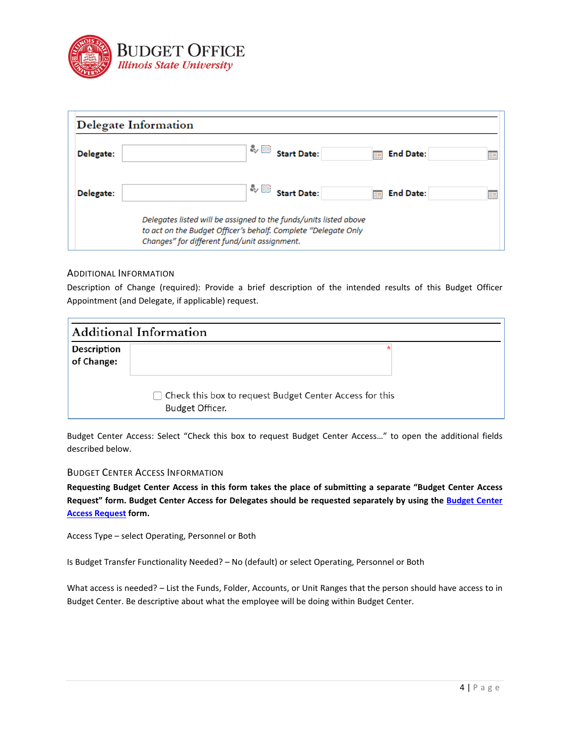## Delegate Information

**Delegate:** ____________ **Start Date:** ________ **End Date:** ________

**Delegate:** ____________ **Start Date:** ________ **End Date:** ________

*Delegates listed will be assigned to the funds/units listed above to act on the Budget Officer's behalf. Complete "Delegate Only Changes" for different fund/unit assignment.*

### Additional Information

Description of Change (required): Provide a brief description of the intended results of this Budget Officer Appointment (and Delegate, if applicable) request.

## Additional Information

**Description of Change:** ____________ *

☐ Check this box to request Budget Center Access for this Budget Officer.

Budget Center Access: Select "Check this box to request Budget Center Access…" to open the additional fields described below.

### Budget Center Access Information

**Requesting Budget Center Access in this form takes the place of submitting a separate "Budget Center Access Request" form. Budget Center Access for Delegates should be requested separately by using the Budget Center Access Request form.**

Access Type – select Operating, Personnel or Both

Is Budget Transfer Functionality Needed? – No (default) or select Operating, Personnel or Both

What access is needed? – List the Funds, Folder, Accounts, or Unit Ranges that the person should have access to in Budget Center. Be descriptive about what the employee will be doing within Budget Center.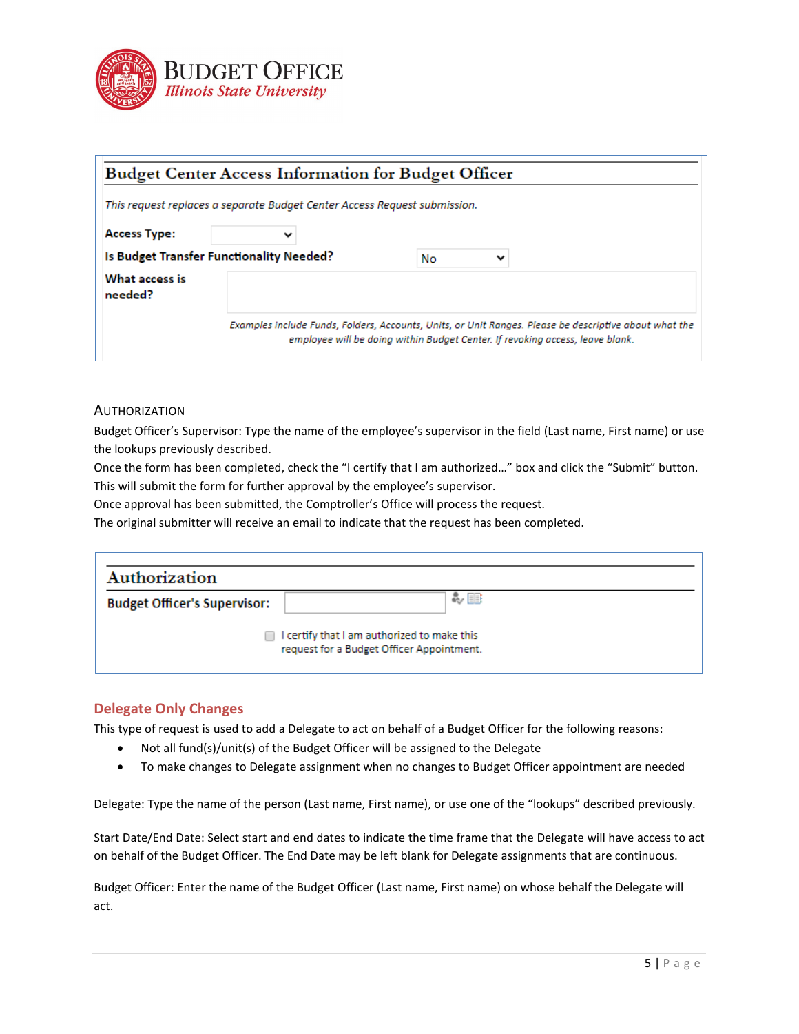### Budget Center Access Information for Budget Officer

*This request replaces a separate Budget Center Access Request submission.*

**Access Type:**

**Is Budget Transfer Functionality Needed?** No

**What access is needed?**

*Examples include Funds, Folders, Accounts, Units, or Unit Ranges. Please be descriptive about what the employee will be doing within Budget Center. If revoking access, leave blank.*

## Authorization

Budget Officer's Supervisor: Type the name of the employee's supervisor in the field (Last name, First name) or use the lookups previously described.
Once the form has been completed, check the "I certify that I am authorized…" box and click the "Submit" button. This will submit the form for further approval by the employee's supervisor.
Once approval has been submitted, the Comptroller's Office will process the request.
The original submitter will receive an email to indicate that the request has been completed.

### Authorization

**Budget Officer's Supervisor:**

☐ I certify that I am authorized to make this request for a Budget Officer Appointment.

## Delegate Only Changes

This type of request is used to add a Delegate to act on behalf of a Budget Officer for the following reasons:

- Not all fund(s)/unit(s) of the Budget Officer will be assigned to the Delegate
- To make changes to Delegate assignment when no changes to Budget Officer appointment are needed

Delegate: Type the name of the person (Last name, First name), or use one of the "lookups" described previously.

Start Date/End Date: Select start and end dates to indicate the time frame that the Delegate will have access to act on behalf of the Budget Officer. The End Date may be left blank for Delegate assignments that are continuous.

Budget Officer: Enter the name of the Budget Officer (Last name, First name) on whose behalf the Delegate will act.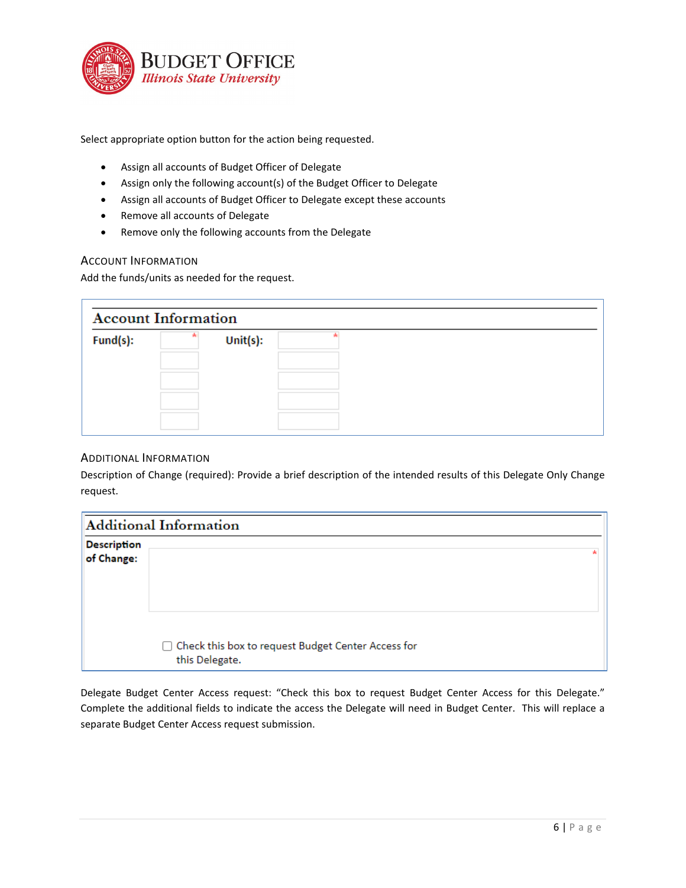Select appropriate option button for the action being requested.

- Assign all accounts of Budget Officer of Delegate
- Assign only the following account(s) of the Budget Officer to Delegate
- Assign all accounts of Budget Officer to Delegate except these accounts
- Remove all accounts of Delegate
- Remove only the following accounts from the Delegate

## Account Information

Add the funds/units as needed for the request.

**Account Information**

| Fund(s): | * | Unit(s): | * |
|---|---|---|---|
| | | | |
| | | | |
| | | | |
| | | | |

## Additional Information

Description of Change (required): Provide a brief description of the intended results of this Delegate Only Change request.

**Additional Information**

**Description of Change:** *

☐ Check this box to request Budget Center Access for this Delegate.

Delegate Budget Center Access request: "Check this box to request Budget Center Access for this Delegate." Complete the additional fields to indicate the access the Delegate will need in Budget Center. This will replace a separate Budget Center Access request submission.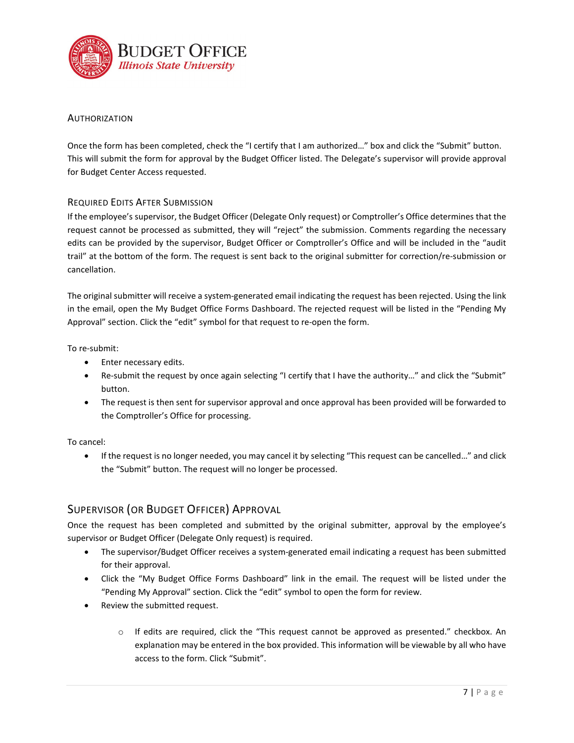### Authorization

Once the form has been completed, check the "I certify that I am authorized…" box and click the "Submit" button. This will submit the form for approval by the Budget Officer listed. The Delegate's supervisor will provide approval for Budget Center Access requested.

### Required Edits After Submission

If the employee's supervisor, the Budget Officer (Delegate Only request) or Comptroller's Office determines that the request cannot be processed as submitted, they will "reject" the submission. Comments regarding the necessary edits can be provided by the supervisor, Budget Officer or Comptroller's Office and will be included in the "audit trail" at the bottom of the form. The request is sent back to the original submitter for correction/re-submission or cancellation.

The original submitter will receive a system-generated email indicating the request has been rejected. Using the link in the email, open the My Budget Office Forms Dashboard. The rejected request will be listed in the "Pending My Approval" section. Click the "edit" symbol for that request to re-open the form.

To re-submit:

- Enter necessary edits.
- Re-submit the request by once again selecting "I certify that I have the authority…" and click the "Submit" button.
- The request is then sent for supervisor approval and once approval has been provided will be forwarded to the Comptroller's Office for processing.

To cancel:

- If the request is no longer needed, you may cancel it by selecting "This request can be cancelled…" and click the "Submit" button. The request will no longer be processed.

## Supervisor (or Budget Officer) Approval

Once the request has been completed and submitted by the original submitter, approval by the employee's supervisor or Budget Officer (Delegate Only request) is required.

- The supervisor/Budget Officer receives a system-generated email indicating a request has been submitted for their approval.
- Click the "My Budget Office Forms Dashboard" link in the email. The request will be listed under the "Pending My Approval" section. Click the "edit" symbol to open the form for review.
- Review the submitted request.
  - If edits are required, click the "This request cannot be approved as presented." checkbox. An explanation may be entered in the box provided. This information will be viewable by all who have access to the form. Click "Submit".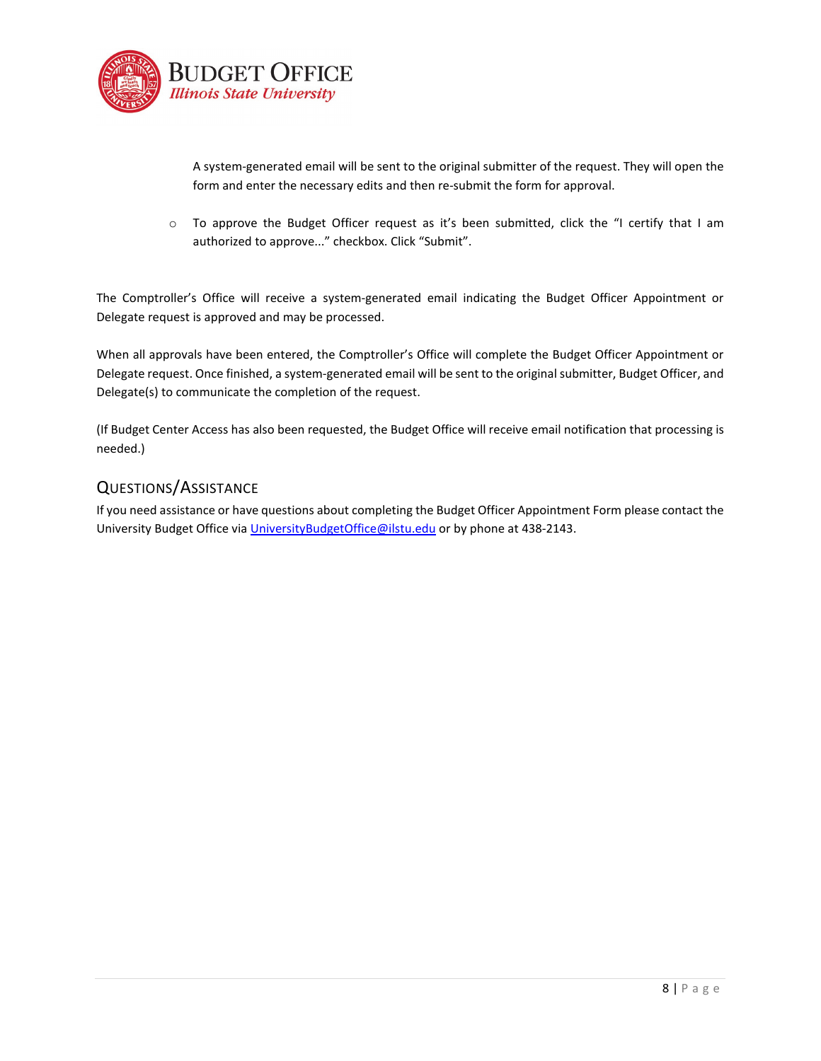A system-generated email will be sent to the original submitter of the request. They will open the form and enter the necessary edits and then re-submit the form for approval.

- To approve the Budget Officer request as it's been submitted, click the "I certify that I am authorized to approve..." checkbox. Click "Submit".

The Comptroller's Office will receive a system-generated email indicating the Budget Officer Appointment or Delegate request is approved and may be processed.

When all approvals have been entered, the Comptroller's Office will complete the Budget Officer Appointment or Delegate request. Once finished, a system-generated email will be sent to the original submitter, Budget Officer, and Delegate(s) to communicate the completion of the request.

(If Budget Center Access has also been requested, the Budget Office will receive email notification that processing is needed.)

## Questions/Assistance

If you need assistance or have questions about completing the Budget Officer Appointment Form please contact the University Budget Office via UniversityBudgetOffice@ilstu.edu or by phone at 438-2143.